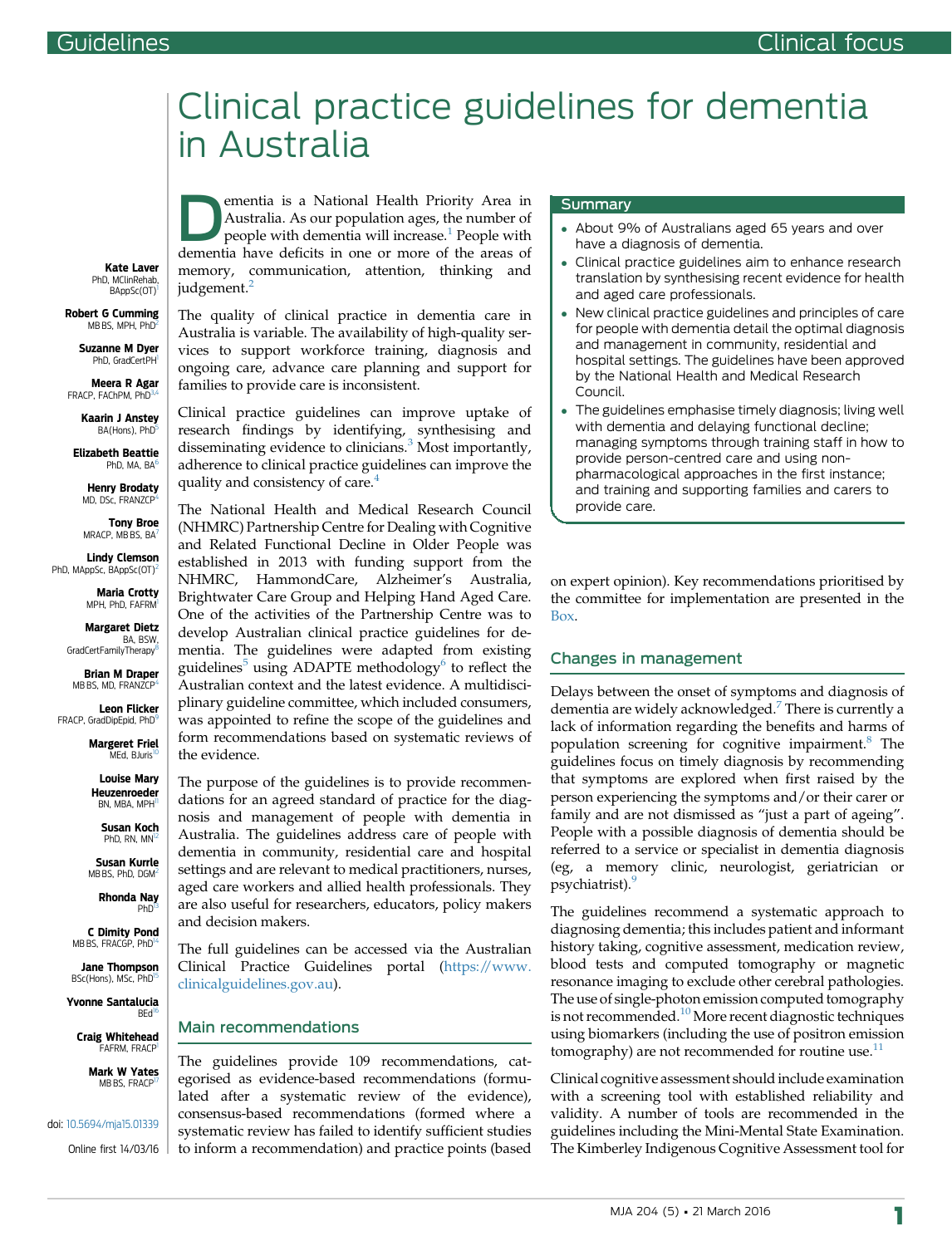# Clinical practice guidelines for dementia in Australia

Kate Laver PhD, MClinRehab, BAppSc(OT)[1]
Robert G Cumming MB BS, MPH, PhD[2]
Suzanne M Dyer PhD, GradCertPH[1]
Meera R Agar FRACP, FAChPM, PhD[3,4]
Kaarin J Anstey BA(Hons), PhD[5]
Elizabeth Beattie PhD, MA, BA[6]
Henry Brodaty MD, DSc, FRANZCP[4]
Tony Broe MRACP, MB BS, BA[7]
Lindy Clemson PhD, MAppSc, BAppSc(OT)[2]
Maria Crotty MPH, PhD, FAFRM[1]
Margaret Dietz BA, BSW, GradCertFamilyTherapy[8]
Brian M Draper MB BS, MD, FRANZCP[4]
Leon Flicker FRACP, GradDipEpid, PhD[9]
Margeret Friel MEd, BJuris[10]
Louise Mary Heuzenroeder BN, MBA, MPH[11]
Susan Koch PhD, RN, MN[12]
Susan Kurrle MB BS, PhD, DGM[2]
Rhonda Nay PhD[13]
C Dimity Pond MB BS, FRACGP, PhD[14]
Jane Thompson BSc(Hons), MSc, PhD[15]
Yvonne Santalucia BEd[16]
Craig Whitehead FAFRM, FRACP[1]
Mark W Yates MB BS, FRACP[17]

doi: 10.5694/mja15.01339

Online first 14/03/16

Dementia is a National Health Priority Area in Australia. As our population ages, the number of people with dementia will increase.[1] People with dementia have deficits in one or more of the areas of memory, communication, attention, thinking and judgement.[2]

The quality of clinical practice in dementia care in Australia is variable. The availability of high-quality services to support workforce training, diagnosis and ongoing care, advance care planning and support for families to provide care is inconsistent.

Clinical practice guidelines can improve uptake of research findings by identifying, synthesising and disseminating evidence to clinicians.[3] Most importantly, adherence to clinical practice guidelines can improve the quality and consistency of care.[4]

The National Health and Medical Research Council (NHMRC) Partnership Centre for Dealing with Cognitive and Related Functional Decline in Older People was established in 2013 with funding support from the NHMRC, HammondCare, Alzheimer's Australia, Brightwater Care Group and Helping Hand Aged Care. One of the activities of the Partnership Centre was to develop Australian clinical practice guidelines for dementia. The guidelines were adapted from existing guidelines[5] using ADAPTE methodology[6] to reflect the Australian context and the latest evidence. A multidisciplinary guideline committee, which included consumers, was appointed to refine the scope of the guidelines and form recommendations based on systematic reviews of the evidence.

The purpose of the guidelines is to provide recommendations for an agreed standard of practice for the diagnosis and management of people with dementia in Australia. The guidelines address care of people with dementia in community, residential care and hospital settings and are relevant to medical practitioners, nurses, aged care workers and allied health professionals. They are also useful for researchers, educators, policy makers and decision makers.

The full guidelines can be accessed via the Australian Clinical Practice Guidelines portal (https://www.clinicalguidelines.gov.au).

## Summary

- About 9% of Australians aged 65 years and over have a diagnosis of dementia.
- Clinical practice guidelines aim to enhance research translation by synthesising recent evidence for health and aged care professionals.
- New clinical practice guidelines and principles of care for people with dementia detail the optimal diagnosis and management in community, residential and hospital settings. The guidelines have been approved by the National Health and Medical Research Council.
- The guidelines emphasise timely diagnosis; living well with dementia and delaying functional decline; managing symptoms through training staff in how to provide person-centred care and using non-pharmacological approaches in the first instance; and training and supporting families and carers to provide care.

## Main recommendations

The guidelines provide 109 recommendations, categorised as evidence-based recommendations (formulated after a systematic review of the evidence), consensus-based recommendations (formed where a systematic review has failed to identify sufficient studies to inform a recommendation) and practice points (based on expert opinion). Key recommendations prioritised by the committee for implementation are presented in the Box.

## Changes in management

Delays between the onset of symptoms and diagnosis of dementia are widely acknowledged.[7] There is currently a lack of information regarding the benefits and harms of population screening for cognitive impairment.[8] The guidelines focus on timely diagnosis by recommending that symptoms are explored when first raised by the person experiencing the symptoms and/or their carer or family and are not dismissed as "just a part of ageing". People with a possible diagnosis of dementia should be referred to a service or specialist in dementia diagnosis (eg, a memory clinic, neurologist, geriatrician or psychiatrist).[9]

The guidelines recommend a systematic approach to diagnosing dementia; this includes patient and informant history taking, cognitive assessment, medication review, blood tests and computed tomography or magnetic resonance imaging to exclude other cerebral pathologies. The use of single-photon emission computed tomography is not recommended.[10] More recent diagnostic techniques using biomarkers (including the use of positron emission tomography) are not recommended for routine use.[11]

Clinical cognitive assessment should include examination with a screening tool with established reliability and validity. A number of tools are recommended in the guidelines including the Mini-Mental State Examination. The Kimberley Indigenous Cognitive Assessment tool for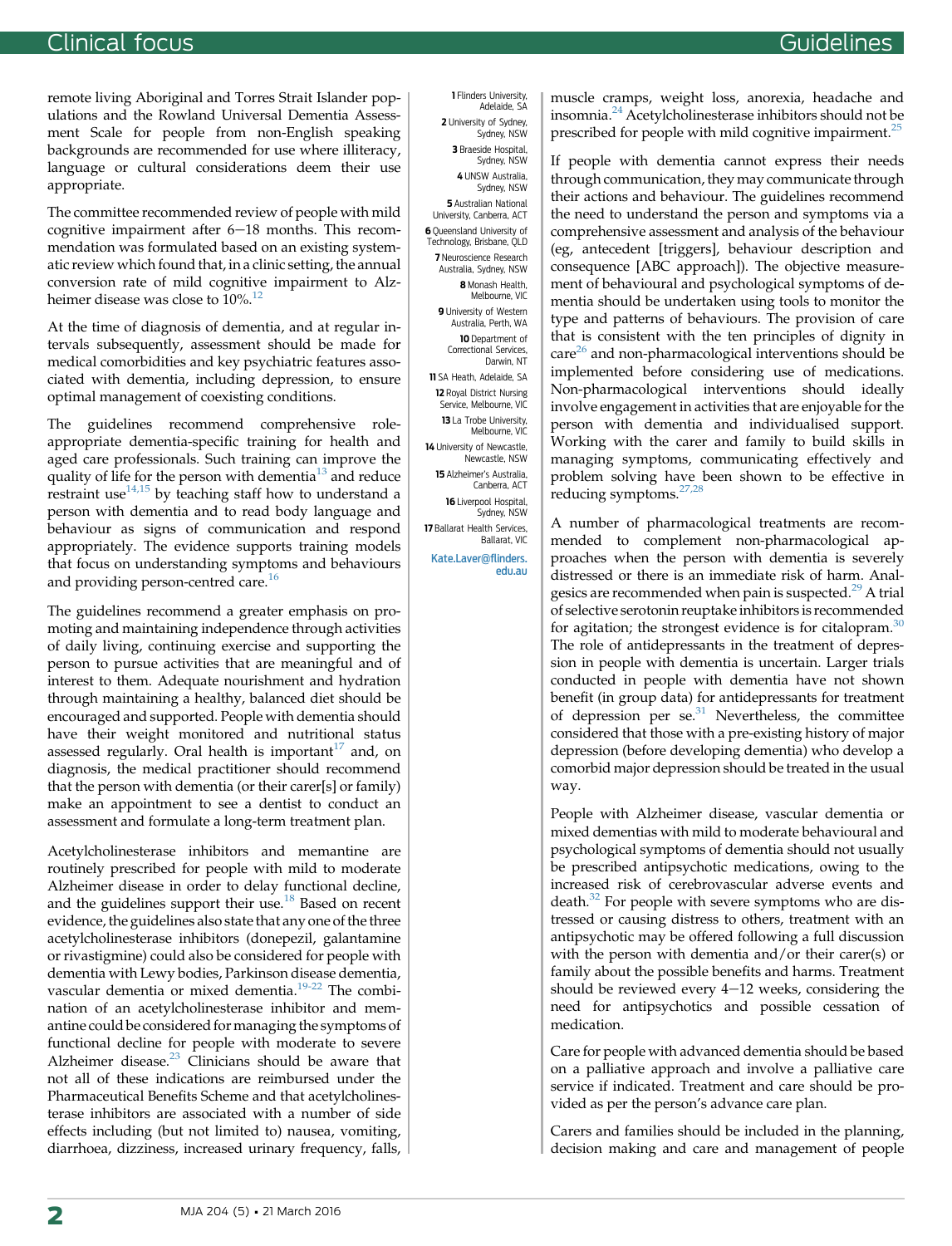remote living Aboriginal and Torres Strait Islander populations and the Rowland Universal Dementia Assessment Scale for people from non-English speaking backgrounds are recommended for use where illiteracy, language or cultural considerations deem their use appropriate.

The committee recommended review of people with mild cognitive impairment after 6–18 months. This recommendation was formulated based on an existing systematic review which found that, in a clinic setting, the annual conversion rate of mild cognitive impairment to Alzheimer disease was close to 10%.[12]

At the time of diagnosis of dementia, and at regular intervals subsequently, assessment should be made for medical comorbidities and key psychiatric features associated with dementia, including depression, to ensure optimal management of coexisting conditions.

The guidelines recommend comprehensive role-appropriate dementia-specific training for health and aged care professionals. Such training can improve the quality of life for the person with dementia[13] and reduce restraint use[14,15] by teaching staff how to understand a person with dementia and to read body language and behaviour as signs of communication and respond appropriately. The evidence supports training models that focus on understanding symptoms and behaviours and providing person-centred care.[16]

The guidelines recommend a greater emphasis on promoting and maintaining independence through activities of daily living, continuing exercise and supporting the person to pursue activities that are meaningful and of interest to them. Adequate nourishment and hydration through maintaining a healthy, balanced diet should be encouraged and supported. People with dementia should have their weight monitored and nutritional status assessed regularly. Oral health is important[17] and, on diagnosis, the medical practitioner should recommend that the person with dementia (or their carer[s] or family) make an appointment to see a dentist to conduct an assessment and formulate a long-term treatment plan.

Acetylcholinesterase inhibitors and memantine are routinely prescribed for people with mild to moderate Alzheimer disease in order to delay functional decline, and the guidelines support their use.[18] Based on recent evidence, the guidelines also state that any one of the three acetylcholinesterase inhibitors (donepezil, galantamine or rivastigmine) could also be considered for people with dementia with Lewy bodies, Parkinson disease dementia, vascular dementia or mixed dementia.[19-22] The combination of an acetylcholinesterase inhibitor and memantine could be considered for managing the symptoms of functional decline for people with moderate to severe Alzheimer disease.[23] Clinicians should be aware that not all of these indications are reimbursed under the Pharmaceutical Benefits Scheme and that acetylcholinesterase inhibitors are associated with a number of side effects including (but not limited to) nausea, vomiting, diarrhoea, dizziness, increased urinary frequency, falls, muscle cramps, weight loss, anorexia, headache and insomnia.[24] Acetylcholinesterase inhibitors should not be prescribed for people with mild cognitive impairment.[25]

If people with dementia cannot express their needs through communication, they may communicate through their actions and behaviour. The guidelines recommend the need to understand the person and symptoms via a comprehensive assessment and analysis of the behaviour (eg, antecedent [triggers], behaviour description and consequence [ABC approach]). The objective measurement of behavioural and psychological symptoms of dementia should be undertaken using tools to monitor the type and patterns of behaviours. The provision of care that is consistent with the ten principles of dignity in care[26] and non-pharmacological interventions should be implemented before considering use of medications. Non-pharmacological interventions should ideally involve engagement in activities that are enjoyable for the person with dementia and individualised support. Working with the carer and family to build skills in managing symptoms, communicating effectively and problem solving have been shown to be effective in reducing symptoms.[27,28]

A number of pharmacological treatments are recommended to complement non-pharmacological approaches when the person with dementia is severely distressed or there is an immediate risk of harm. Analgesics are recommended when pain is suspected.[29] A trial of selective serotonin reuptake inhibitors is recommended for agitation; the strongest evidence is for citalopram.[30] The role of antidepressants in the treatment of depression in people with dementia is uncertain. Larger trials conducted in people with dementia have not shown benefit (in group data) for antidepressants for treatment of depression per se.[31] Nevertheless, the committee considered that those with a pre-existing history of major depression (before developing dementia) who develop a comorbid major depression should be treated in the usual way.

People with Alzheimer disease, vascular dementia or mixed dementias with mild to moderate behavioural and psychological symptoms of dementia should not usually be prescribed antipsychotic medications, owing to the increased risk of cerebrovascular adverse events and death.[32] For people with severe symptoms who are distressed or causing distress to others, treatment with an antipsychotic may be offered following a full discussion with the person with dementia and/or their carer(s) or family about the possible benefits and harms. Treatment should be reviewed every 4–12 weeks, considering the need for antipsychotics and possible cessation of medication.

Care for people with advanced dementia should be based on a palliative approach and involve a palliative care service if indicated. Treatment and care should be provided as per the person's advance care plan.

Carers and families should be included in the planning, decision making and care and management of people

[1] Flinders University, Adelaide, SA
[2] University of Sydney, Sydney, NSW
[3] Braeside Hospital, Sydney, NSW
[4] UNSW Australia, Sydney, NSW
[5] Australian National University, Canberra, ACT
[6] Queensland University of Technology, Brisbane, QLD
[7] Neuroscience Research Australia, Sydney, NSW
[8] Monash Health, Melbourne, VIC
[9] University of Western Australia, Perth, WA
[10] Department of Correctional Services, Darwin, NT
[11] SA Heath, Adelaide, SA
[12] Royal District Nursing Service, Melbourne, VIC
[13] La Trobe University, Melbourne, VIC
[14] University of Newcastle, Newcastle, NSW
[15] Alzheimer's Australia, Canberra, ACT
[16] Liverpool Hospital, Sydney, NSW
[17] Ballarat Health Services, Ballarat, VIC

Kate.Laver@flinders.edu.au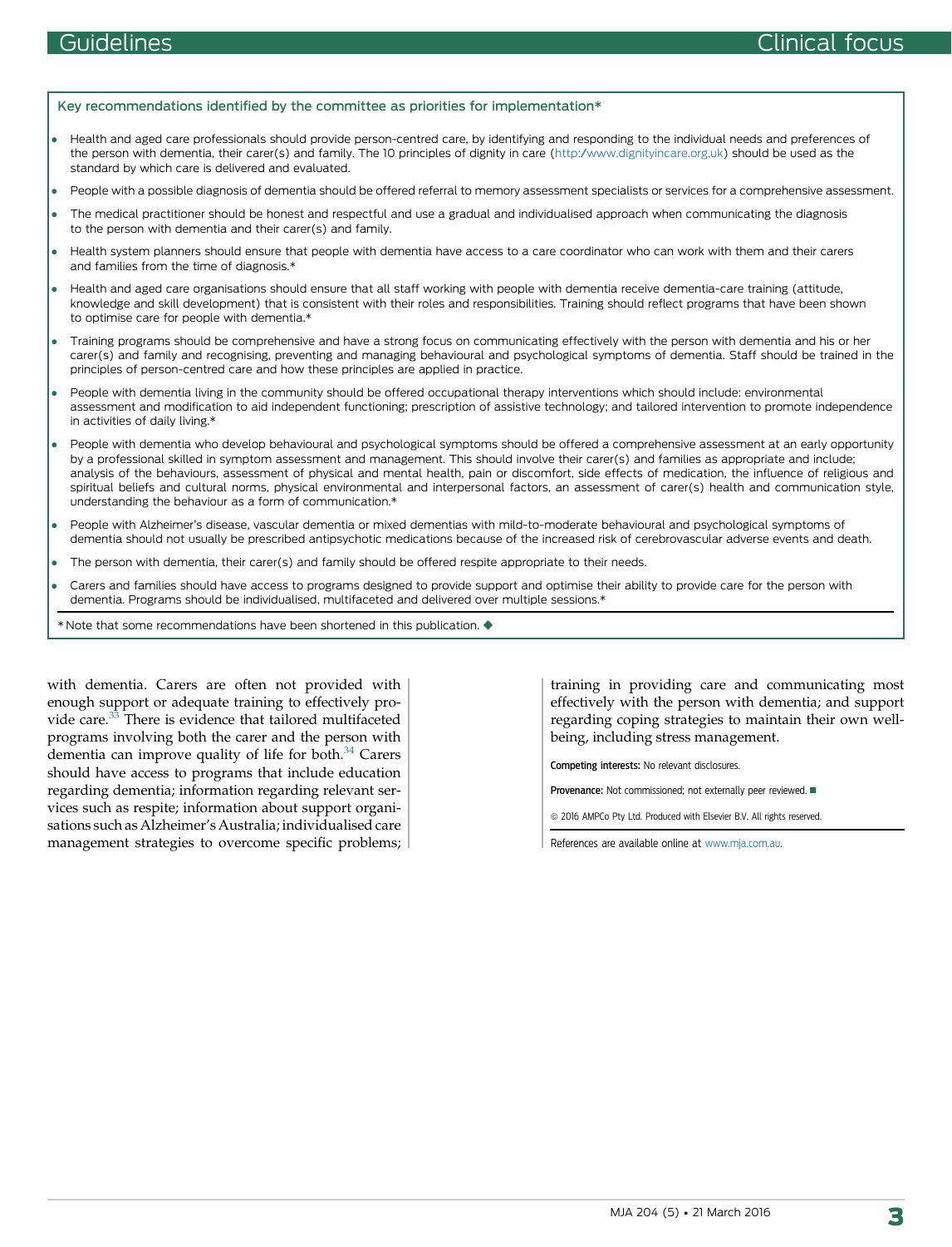### Key recommendations identified by the committee as priorities for implementation*

- Health and aged care professionals should provide person-centred care, by identifying and responding to the individual needs and preferences of the person with dementia, their carer(s) and family. The 10 principles of dignity in care (http://www.dignityincare.org.uk) should be used as the standard by which care is delivered and evaluated.
- People with a possible diagnosis of dementia should be offered referral to memory assessment specialists or services for a comprehensive assessment.
- The medical practitioner should be honest and respectful and use a gradual and individualised approach when communicating the diagnosis to the person with dementia and their carer(s) and family.
- Health system planners should ensure that people with dementia have access to a care coordinator who can work with them and their carers and families from the time of diagnosis.*
- Health and aged care organisations should ensure that all staff working with people with dementia receive dementia-care training (attitude, knowledge and skill development) that is consistent with their roles and responsibilities. Training should reflect programs that have been shown to optimise care for people with dementia.*
- Training programs should be comprehensive and have a strong focus on communicating effectively with the person with dementia and his or her carer(s) and family and recognising, preventing and managing behavioural and psychological symptoms of dementia. Staff should be trained in the principles of person-centred care and how these principles are applied in practice.
- People with dementia living in the community should be offered occupational therapy interventions which should include: environmental assessment and modification to aid independent functioning; prescription of assistive technology; and tailored intervention to promote independence in activities of daily living.*
- People with dementia who develop behavioural and psychological symptoms should be offered a comprehensive assessment at an early opportunity by a professional skilled in symptom assessment and management. This should involve their carer(s) and families as appropriate and include; analysis of the behaviours, assessment of physical and mental health, pain or discomfort, side effects of medication, the influence of religious and spiritual beliefs and cultural norms, physical environmental and interpersonal factors, an assessment of carer(s) health and communication style, understanding the behaviour as a form of communication.*
- People with Alzheimer's disease, vascular dementia or mixed dementias with mild-to-moderate behavioural and psychological symptoms of dementia should not usually be prescribed antipsychotic medications because of the increased risk of cerebrovascular adverse events and death.
- The person with dementia, their carer(s) and family should be offered respite appropriate to their needs.
- Carers and families should have access to programs designed to provide support and optimise their ability to provide care for the person with dementia. Programs should be individualised, multifaceted and delivered over multiple sessions.*

\* Note that some recommendations have been shortened in this publication. ◆

with dementia. Carers are often not provided with enough support or adequate training to effectively provide care.[33] There is evidence that tailored multifaceted programs involving both the carer and the person with dementia can improve quality of life for both.[34] Carers should have access to programs that include education regarding dementia; information regarding relevant services such as respite; information about support organisations such as Alzheimer's Australia; individualised care management strategies to overcome specific problems; training in providing care and communicating most effectively with the person with dementia; and support regarding coping strategies to maintain their own wellbeing, including stress management.

**Competing interests:** No relevant disclosures.

**Provenance:** Not commissioned; not externally peer reviewed. ■

© 2016 AMPCo Pty Ltd. Produced with Elsevier B.V. All rights reserved.

References are available online at www.mja.com.au.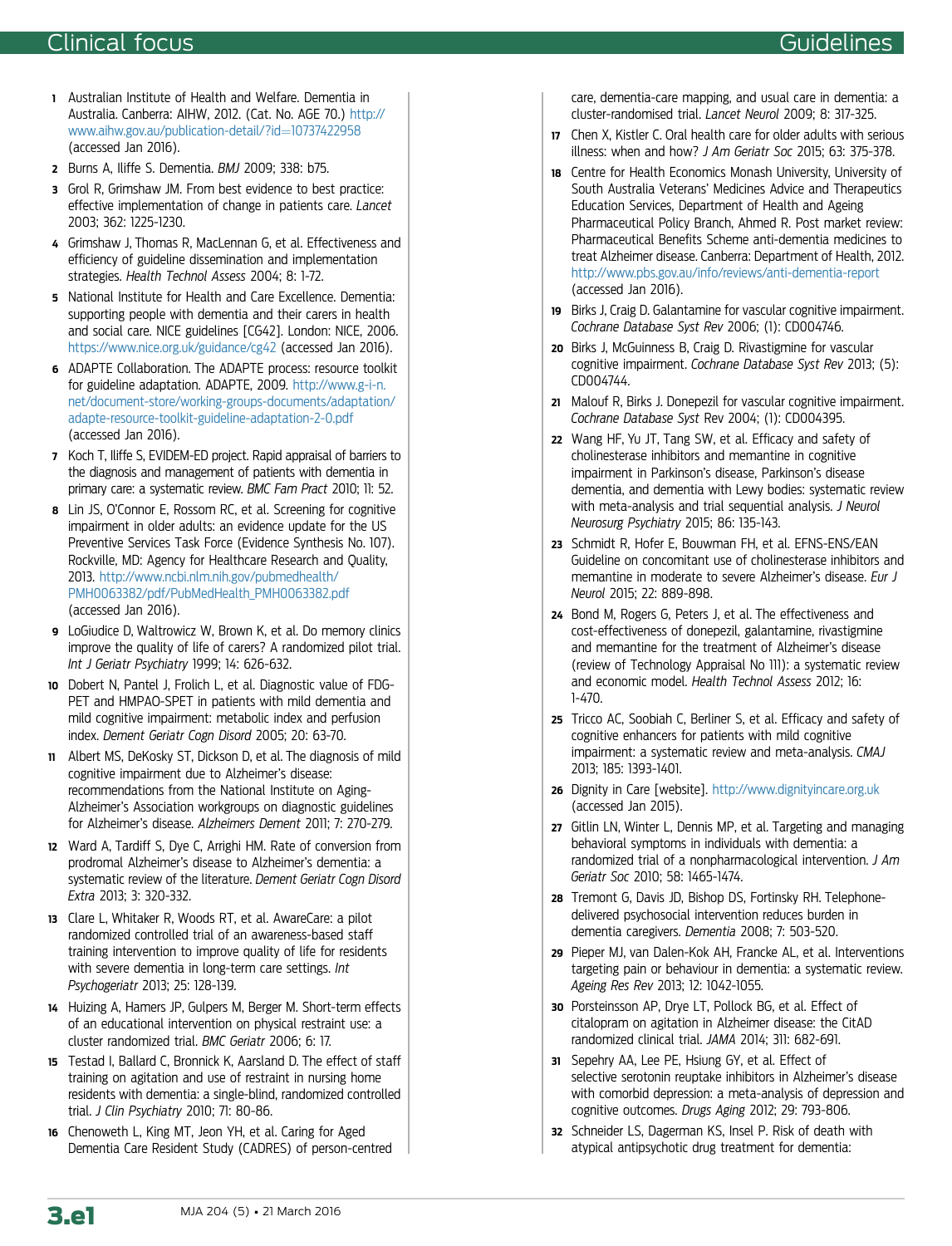1. Australian Institute of Health and Welfare. Dementia in Australia. Canberra: AIHW, 2012. (Cat. No. AGE 70.) http://www.aihw.gov.au/publication-detail/?id=10737422958 (accessed Jan 2016).
2. Burns A, Iliffe S. Dementia. *BMJ* 2009; 338: b75.
3. Grol R, Grimshaw JM. From best evidence to best practice: effective implementation of change in patients care. *Lancet* 2003; 362: 1225-1230.
4. Grimshaw J, Thomas R, MacLennan G, et al. Effectiveness and efficiency of guideline dissemination and implementation strategies. *Health Technol Assess* 2004; 8: 1-72.
5. National Institute for Health and Care Excellence. Dementia: supporting people with dementia and their carers in health and social care. NICE guidelines [CG42]. London: NICE, 2006. https://www.nice.org.uk/guidance/cg42 (accessed Jan 2016).
6. ADAPTE Collaboration. The ADAPTE process: resource toolkit for guideline adaptation. ADAPTE, 2009. http://www.g-i-n.net/document-store/working-groups-documents/adaptation/adapte-resource-toolkit-guideline-adaptation-2-0.pdf (accessed Jan 2016).
7. Koch T, Iliffe S, EVIDEM-ED project. Rapid appraisal of barriers to the diagnosis and management of patients with dementia in primary care: a systematic review. *BMC Fam Pract* 2010; 11: 52.
8. Lin JS, O'Connor E, Rossom RC, et al. Screening for cognitive impairment in older adults: an evidence update for the US Preventive Services Task Force (Evidence Synthesis No. 107). Rockville, MD: Agency for Healthcare Research and Quality, 2013. http://www.ncbi.nlm.nih.gov/pubmedhealth/PMH0063382/pdf/PubMedHealth_PMH0063382.pdf (accessed Jan 2016).
9. LoGiudice D, Waltrowicz W, Brown K, et al. Do memory clinics improve the quality of life of carers? A randomized pilot trial. *Int J Geriatr Psychiatry* 1999; 14: 626-632.
10. Dobert N, Pantel J, Frolich L, et al. Diagnostic value of FDG-PET and HMPAO-SPET in patients with mild dementia and mild cognitive impairment: metabolic index and perfusion index. *Dement Geriatr Cogn Disord* 2005; 20: 63-70.
11. Albert MS, DeKosky ST, Dickson D, et al. The diagnosis of mild cognitive impairment due to Alzheimer's disease: recommendations from the National Institute on Aging-Alzheimer's Association workgroups on diagnostic guidelines for Alzheimer's disease. *Alzheimers Dement* 2011; 7: 270-279.
12. Ward A, Tardiff S, Dye C, Arrighi HM. Rate of conversion from prodromal Alzheimer's disease to Alzheimer's dementia: a systematic review of the literature. *Dement Geriatr Cogn Disord Extra* 2013; 3: 320-332.
13. Clare L, Whitaker R, Woods RT, et al. AwareCare: a pilot randomized controlled trial of an awareness-based staff training intervention to improve quality of life for residents with severe dementia in long-term care settings. *Int Psychogeriatr* 2013; 25: 128-139.
14. Huizing A, Hamers JP, Gulpers M, Berger M. Short-term effects of an educational intervention on physical restraint use: a cluster randomized trial. *BMC Geriatr* 2006; 6: 17.
15. Testad I, Ballard C, Bronnick K, Aarsland D. The effect of staff training on agitation and use of restraint in nursing home residents with dementia: a single-blind, randomized controlled trial. *J Clin Psychiatry* 2010; 71: 80-86.
16. Chenoweth L, King MT, Jeon YH, et al. Caring for Aged Dementia Care Resident Study (CADRES) of person-centred care, dementia-care mapping, and usual care in dementia: a cluster-randomised trial. *Lancet Neurol* 2009; 8: 317-325.
17. Chen X, Kistler C. Oral health care for older adults with serious illness: when and how? *J Am Geriatr Soc* 2015; 63: 375-378.
18. Centre for Health Economics Monash University, University of South Australia Veterans' Medicines Advice and Therapeutics Education Services, Department of Health and Ageing Pharmaceutical Policy Branch, Ahmed R. Post market review: Pharmaceutical Benefits Scheme anti-dementia medicines to treat Alzheimer disease. Canberra: Department of Health, 2012. http://www.pbs.gov.au/info/reviews/anti-dementia-report (accessed Jan 2016).
19. Birks J, Craig D. Galantamine for vascular cognitive impairment. *Cochrane Database Syst Rev* 2006; (1): CD004746.
20. Birks J, McGuinness B, Craig D. Rivastigmine for vascular cognitive impairment. *Cochrane Database Syst Rev* 2013; (5): CD004744.
21. Malouf R, Birks J. Donepezil for vascular cognitive impairment. *Cochrane Database Syst* Rev 2004; (1): CD004395.
22. Wang HF, Yu JT, Tang SW, et al. Efficacy and safety of cholinesterase inhibitors and memantine in cognitive impairment in Parkinson's disease, Parkinson's disease dementia, and dementia with Lewy bodies: systematic review with meta-analysis and trial sequential analysis. *J Neurol Neurosurg Psychiatry* 2015; 86: 135-143.
23. Schmidt R, Hofer E, Bouwman FH, et al. EFNS-ENS/EAN Guideline on concomitant use of cholinesterase inhibitors and memantine in moderate to severe Alzheimer's disease. *Eur J Neurol* 2015; 22: 889-898.
24. Bond M, Rogers G, Peters J, et al. The effectiveness and cost-effectiveness of donepezil, galantamine, rivastigmine and memantine for the treatment of Alzheimer's disease (review of Technology Appraisal No 111): a systematic review and economic model. *Health Technol Assess* 2012; 16: 1-470.
25. Tricco AC, Soobiah C, Berliner S, et al. Efficacy and safety of cognitive enhancers for patients with mild cognitive impairment: a systematic review and meta-analysis. *CMAJ* 2013; 185: 1393-1401.
26. Dignity in Care [website]. http://www.dignityincare.org.uk (accessed Jan 2015).
27. Gitlin LN, Winter L, Dennis MP, et al. Targeting and managing behavioral symptoms in individuals with dementia: a randomized trial of a nonpharmacological intervention. *J Am Geriatr Soc* 2010; 58: 1465-1474.
28. Tremont G, Davis JD, Bishop DS, Fortinsky RH. Telephone-delivered psychosocial intervention reduces burden in dementia caregivers. *Dementia* 2008; 7: 503-520.
29. Pieper MJ, van Dalen-Kok AH, Francke AL, et al. Interventions targeting pain or behaviour in dementia: a systematic review. *Ageing Res Rev* 2013; 12: 1042-1055.
30. Porsteinsson AP, Drye LT, Pollock BG, et al. Effect of citalopram on agitation in Alzheimer disease: the CitAD randomized clinical trial. *JAMA* 2014; 311: 682-691.
31. Sepehry AA, Lee PE, Hsiung GY, et al. Effect of selective serotonin reuptake inhibitors in Alzheimer's disease with comorbid depression: a meta-analysis of depression and cognitive outcomes. *Drugs Aging* 2012; 29: 793-806.
32. Schneider LS, Dagerman KS, Insel P. Risk of death with atypical antipsychotic drug treatment for dementia: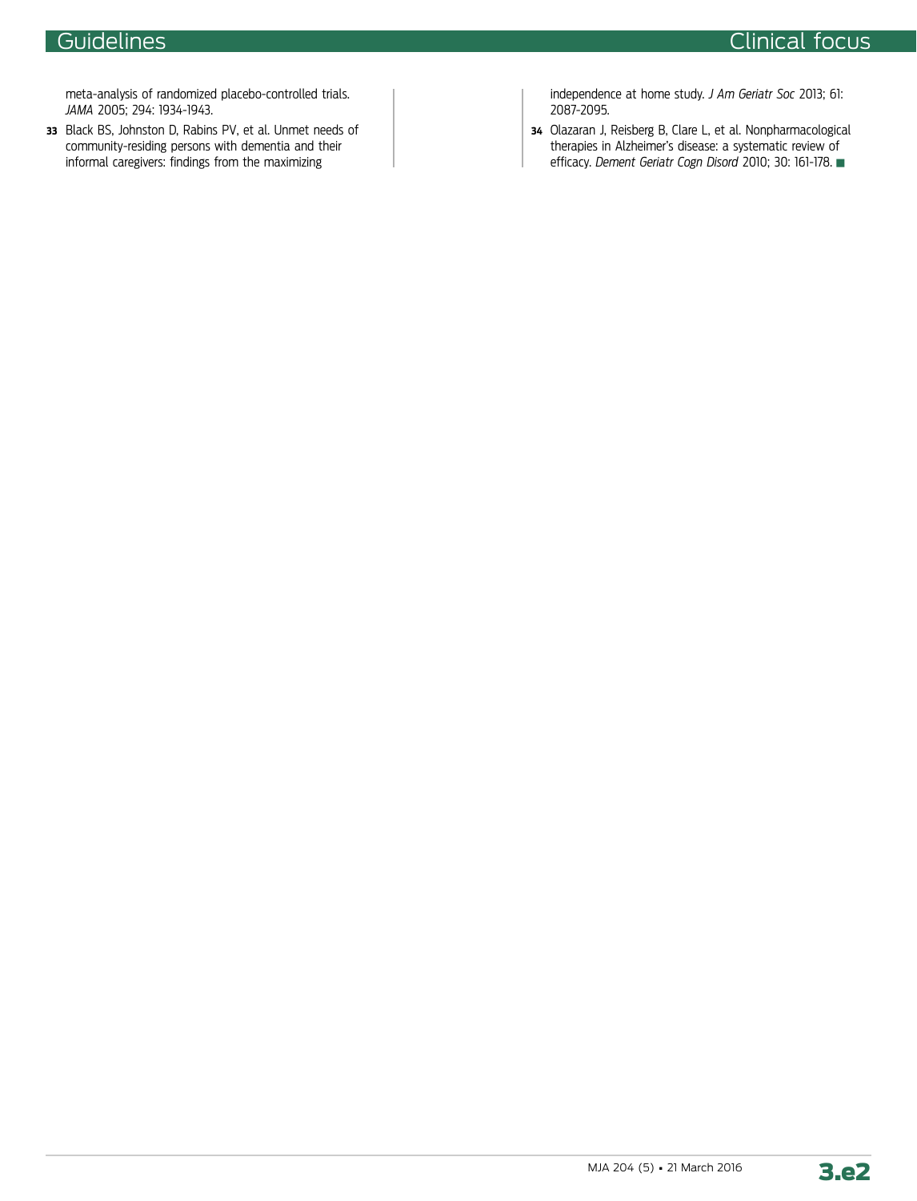meta-analysis of randomized placebo-controlled trials. *JAMA* 2005; 294: 1934-1943.

**33** Black BS, Johnston D, Rabins PV, et al. Unmet needs of community-residing persons with dementia and their informal caregivers: findings from the maximizing independence at home study. *J Am Geriatr Soc* 2013; 61: 2087-2095.

**34** Olazaran J, Reisberg B, Clare L, et al. Nonpharmacological therapies in Alzheimer's disease: a systematic review of efficacy. *Dement Geriatr Cogn Disord* 2010; 30: 161-178. ■